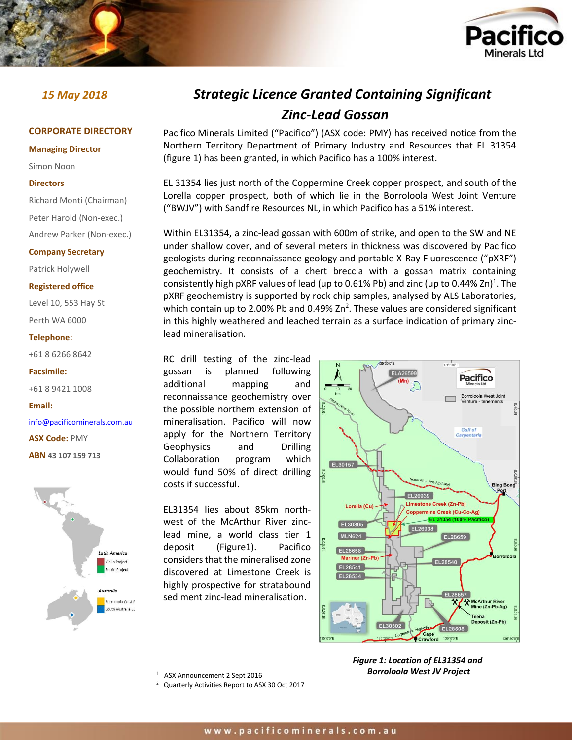15 May 2018

# Strategic Licence Granted Containing Significant Zinc-Lead Gossan

**CORPORATE DIRECTORY**

**Managing Director**

Simon Noon

**Directors**

Richard Monti (Chairman)

Peter Harold (Non-exec.)

Andrew Parker (Non-exec.)

**Company Secretary**

Patrick Holywell

**Registered office**

Level 10, 553 Hay St

Perth WA 6000

**Telephone:**

+61 8 6266 8642

**Facsimile:**

+61 8 9421 1008

**Email:**

info@pacificominerals.com.au

**ASX Code:** PMY

**ABN** 43 107 159 713

Pacifico Minerals Limited ("Pacifico") (ASX code: PMY) has received notice from the Northern Territory Department of Primary Industry and Resources that EL 31354 (figure 1) has been granted, in which Pacifico has a 100% interest.

EL 31354 lies just north of the Coppermine Creek copper prospect, and south of the Lorella copper prospect, both of which lie in the Borroloola West Joint Venture ("BWJV") with Sandfire Resources NL, in which Pacifico has a 51% interest.

Within EL31354, a zinc-lead gossan with 600m of strike, and open to the SW and NE under shallow cover, and of several meters in thickness was discovered by Pacifico geologists during reconnaissance geology and portable X-Ray Fluorescence ("pXRF") geochemistry. It consists of a chert breccia with a gossan matrix containing consistently high pXRF values of lead (up to 0.61% Pb) and zinc (up to 0.44% Zn)[1]. The pXRF geochemistry is supported by rock chip samples, analysed by ALS Laboratories, which contain up to 2.00% Pb and 0.49% Zn[2]. These values are considered significant in this highly weathered and leached terrain as a surface indication of primary zinc-lead mineralisation.

RC drill testing of the zinc-lead gossan is planned following additional mapping and reconnaissance geochemistry over the possible northern extension of mineralisation. Pacifico will now apply for the Northern Territory Geophysics and Drilling Collaboration program which would fund 50% of direct drilling costs if successful.

EL31354 lies about 85km north-west of the McArthur River zinc-lead mine, a world class tier 1 deposit (Figure1). Pacifico considers that the mineralised zone discovered at Limestone Creek is highly prospective for stratabound sediment zinc-lead mineralisation.

*Figure 1: Location of EL31354 and Borroloola West JV Project*

[1] ASX Announcement 2 Sept 2016

[2] Quarterly Activities Report to ASX 30 Oct 2017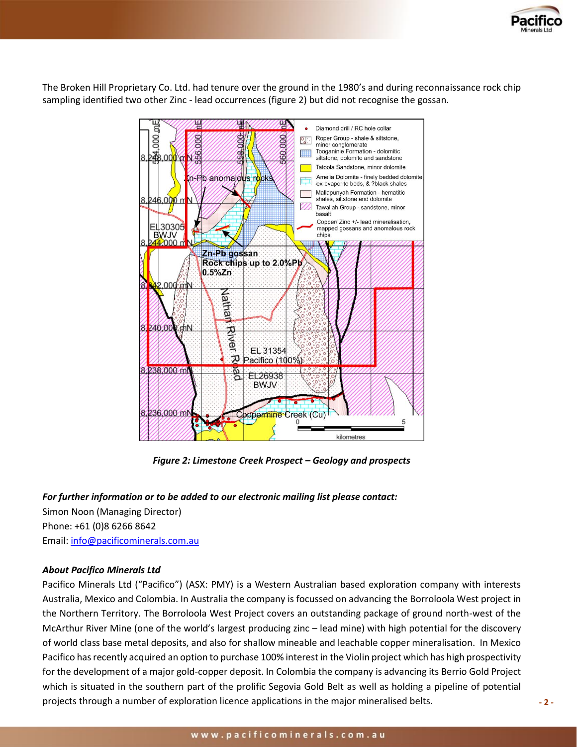The Broken Hill Proprietary Co. Ltd. had tenure over the ground in the 1980's and during reconnaissance rock chip sampling identified two other Zinc - lead occurrences (figure 2) but did not recognise the gossan.

*Figure 2: Limestone Creek Prospect – Geology and prospects*

***For further information or to be added to our electronic mailing list please contact:***

Simon Noon (Managing Director)
Phone: +61 (0)8 6266 8642
Email: info@pacificominerals.com.au

***About Pacifico Minerals Ltd***

Pacifico Minerals Ltd ("Pacifico") (ASX: PMY) is a Western Australian based exploration company with interests Australia, Mexico and Colombia. In Australia the company is focussed on advancing the Borroloola West project in the Northern Territory. The Borroloola West Project covers an outstanding package of ground north-west of the McArthur River Mine (one of the world's largest producing zinc – lead mine) with high potential for the discovery of world class base metal deposits, and also for shallow mineable and leachable copper mineralisation. In Mexico Pacifico has recently acquired an option to purchase 100% interest in the Violin project which has high prospectivity for the development of a major gold-copper deposit. In Colombia the company is advancing its Berrio Gold Project which is situated in the southern part of the prolific Segovia Gold Belt as well as holding a pipeline of potential projects through a number of exploration licence applications in the major mineralised belts.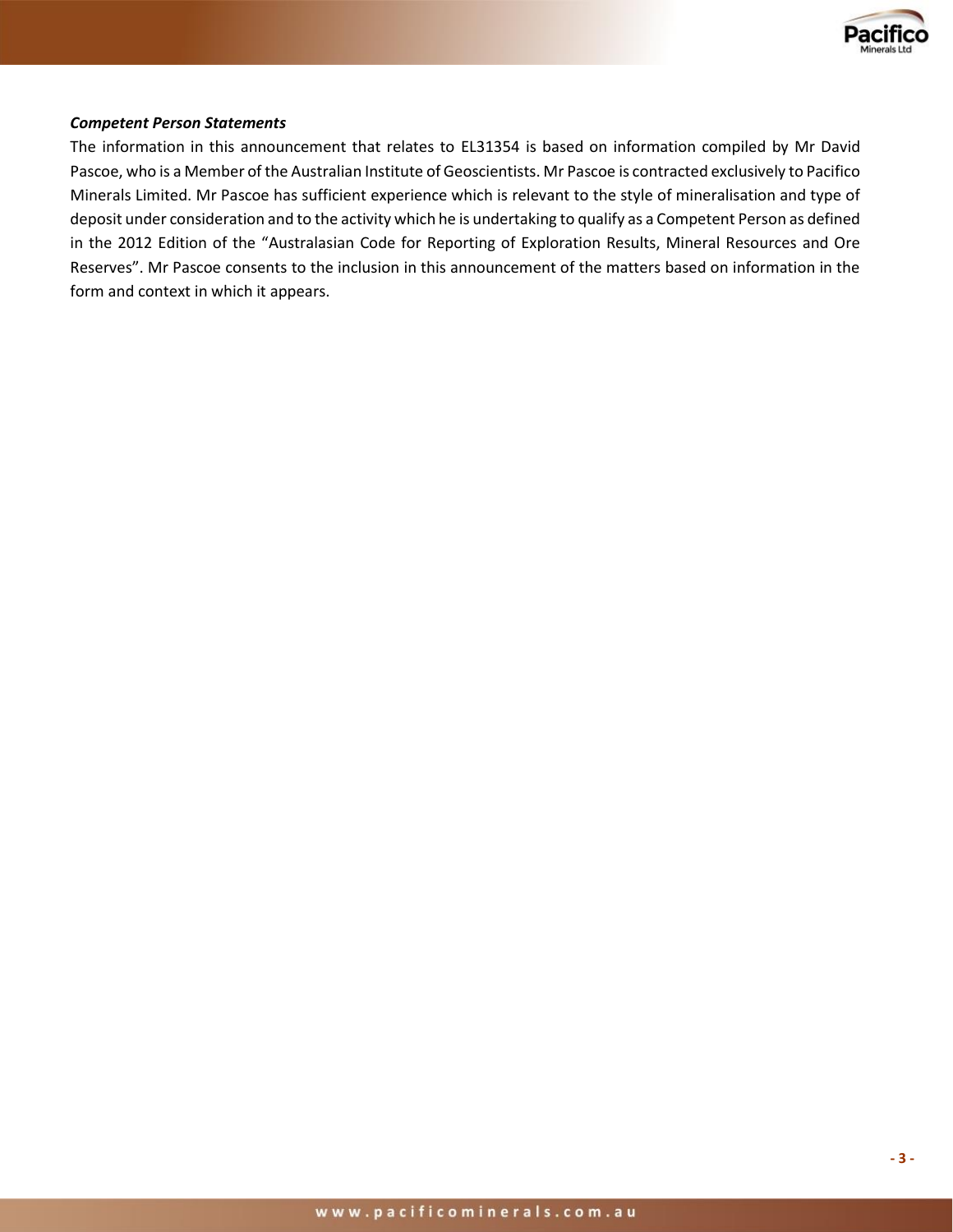***Competent Person Statements***

The information in this announcement that relates to EL31354 is based on information compiled by Mr David Pascoe, who is a Member of the Australian Institute of Geoscientists. Mr Pascoe is contracted exclusively to Pacifico Minerals Limited. Mr Pascoe has sufficient experience which is relevant to the style of mineralisation and type of deposit under consideration and to the activity which he is undertaking to qualify as a Competent Person as defined in the 2012 Edition of the "Australasian Code for Reporting of Exploration Results, Mineral Resources and Ore Reserves". Mr Pascoe consents to the inclusion in this announcement of the matters based on information in the form and context in which it appears.